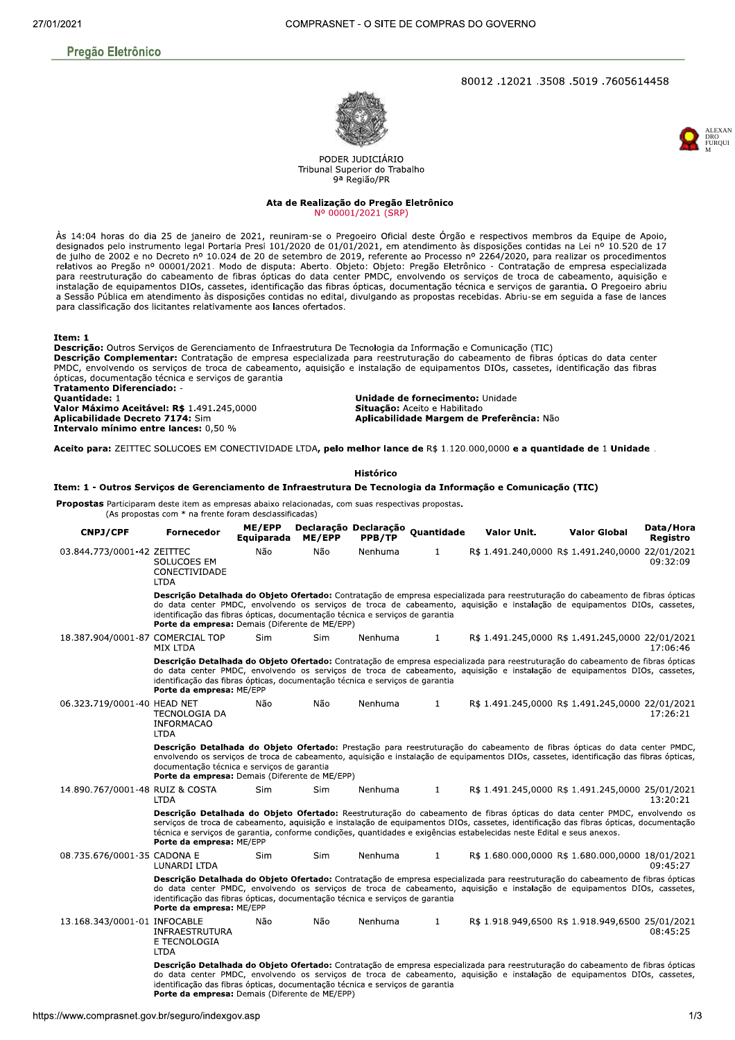## Pregão Eletrônico

80012 .12021 .3508 .5019 .7605614458

ALEXANDRO FURQUIM

PODER JUDICIÁRIO
Tribunal Superior do Trabalho
9ª Região/PR

### Ata de Realização do Pregão Eletrônico
Nº 00001/2021 (SRP)

Às 14:04 horas do dia 25 de janeiro de 2021, reuniram-se o Pregoeiro Oficial deste Órgão e respectivos membros da Equipe de Apoio, designados pelo instrumento legal Portaria Presi 101/2020 de 01/01/2021, em atendimento às disposições contidas na Lei nº 10.520 de 17 de julho de 2002 e no Decreto nº 10.024 de 20 de setembro de 2019, referente ao Processo nº 2264/2020, para realizar os procedimentos relativos ao Pregão nº 00001/2021. Modo de disputa: Aberto. Objeto: Objeto: Pregão Eletrônico - Contratação de empresa especializada para reestruturação do cabeamento de fibras ópticas do data center PMDC, envolvendo os serviços de troca de cabeamento, aquisição e instalação de equipamentos DIOs, cassetes, identificação das fibras ópticas, documentação técnica e serviços de garantia. O Pregoeiro abriu a Sessão Pública em atendimento às disposições contidas no edital, divulgando as propostas recebidas. Abriu-se em seguida a fase de lances para classificação dos licitantes relativamente aos lances ofertados.

**Item: 1**
**Descrição:** Outros Serviços de Gerenciamento de Infraestrutura De Tecnologia da Informação e Comunicação (TIC)
**Descrição Complementar:** Contratação de empresa especializada para reestruturação do cabeamento de fibras ópticas do data center PMDC, envolvendo os serviços de troca de cabeamento, aquisição e instalação de equipamentos DIOs, cassetes, identificação das fibras ópticas, documentação técnica e serviços de garantia
**Tratamento Diferenciado:** -
**Quantidade:** 1
**Valor Máximo Aceitável: R$** 1.491.245,0000
**Aplicabilidade Decreto 7174:** Sim
**Intervalo mínimo entre lances:** 0,50 %
**Unidade de fornecimento:** Unidade
**Situação:** Aceito e Habilitado
**Aplicabilidade Margem de Preferência:** Não

**Aceito para:** ZEITTEC SOLUCOES EM CONECTIVIDADE LTDA, **pelo melhor lance de** R$ 1.120.000,0000 **e a quantidade de** 1 **Unidade** .

**Histórico**

**Item: 1 - Outros Serviços de Gerenciamento de Infraestrutura De Tecnologia da Informação e Comunicação (TIC)**

**Propostas** Participaram deste item as empresas abaixo relacionadas, com suas respectivas propostas.
(As propostas com * na frente foram desclassificadas)

| CNPJ/CPF | Fornecedor | ME/EPP Equiparada | Declaração ME/EPP | Declaração PPB/TP | Quantidade | Valor Unit. | Valor Global | Data/Hora Registro |
|---|---|---|---|---|---|---|---|---|
| 03.844.773/0001-42 | ZEITTEC SOLUCOES EM CONECTIVIDADE LTDA | Não | Não | Nenhuma | 1 | R$ 1.491.240,0000 | R$ 1.491.240,0000 | 22/01/2021 09:32:09 |
| | **Descrição Detalhada do Objeto Ofertado:** Contratação de empresa especializada para reestruturação do cabeamento de fibras ópticas do data center PMDC, envolvendo os serviços de troca de cabeamento, aquisição e instalação de equipamentos DIOs, cassetes, identificação das fibras ópticas, documentação técnica e serviços de garantia **Porte da empresa:** Demais (Diferente de ME/EPP) | | | | | | | |
| 18.387.904/0001-87 | COMERCIAL TOP MIX LTDA | Sim | Sim | Nenhuma | 1 | R$ 1.491.245,0000 | R$ 1.491.245,0000 | 22/01/2021 17:06:46 |
| | **Descrição Detalhada do Objeto Ofertado:** Contratação de empresa especializada para reestruturação do cabeamento de fibras ópticas do data center PMDC, envolvendo os serviços de troca de cabeamento, aquisição e instalação de equipamentos DIOs, cassetes, identificação das fibras ópticas, documentação técnica e serviços de garantia **Porte da empresa:** ME/EPP | | | | | | | |
| 06.323.719/0001-40 | HEAD NET TECNOLOGIA DA INFORMACAO LTDA | Não | Não | Nenhuma | 1 | R$ 1.491.245,0000 | R$ 1.491.245,0000 | 22/01/2021 17:26:21 |
| | **Descrição Detalhada do Objeto Ofertado:** Prestação para reestruturação do cabeamento de fibras ópticas do data center PMDC, envolvendo os serviços de troca de cabeamento, aquisição e instalação de equipamentos DIOs, cassetes, identificação das fibras ópticas, documentação técnica e serviços de garantia **Porte da empresa:** Demais (Diferente de ME/EPP) | | | | | | | |
| 14.890.767/0001-48 | RUIZ & COSTA LTDA | Sim | Sim | Nenhuma | 1 | R$ 1.491.245,0000 | R$ 1.491.245,0000 | 25/01/2021 13:20:21 |
| | **Descrição Detalhada do Objeto Ofertado:** Reestruturação do cabeamento de fibras ópticas do data center PMDC, envolvendo os serviços de troca de cabeamento, aquisição e instalação de equipamentos DIOs, cassetes, identificação das fibras ópticas, documentação técnica e serviços de garantia, conforme condições, quantidades e exigências estabelecidas neste Edital e seus anexos. **Porte da empresa:** ME/EPP | | | | | | | |
| 08.735.676/0001-35 | CADONA E LUNARDI LTDA | Sim | Sim | Nenhuma | 1 | R$ 1.680.000,0000 | R$ 1.680.000,0000 | 18/01/2021 09:45:27 |
| | **Descrição Detalhada do Objeto Ofertado:** Contratação de empresa especializada para reestruturação do cabeamento de fibras ópticas do data center PMDC, envolvendo os serviços de troca de cabeamento, aquisição e instalação de equipamentos DIOs, cassetes, identificação das fibras ópticas, documentação técnica e serviços de garantia **Porte da empresa:** ME/EPP | | | | | | | |
| 13.168.343/0001-01 | INFOCABLE INFRAESTRUTURA E TECNOLOGIA LTDA | Não | Não | Nenhuma | 1 | R$ 1.918.949,6500 | R$ 1.918.949,6500 | 25/01/2021 08:45:25 |
| | **Descrição Detalhada do Objeto Ofertado:** Contratação de empresa especializada para reestruturação do cabeamento de fibras ópticas do data center PMDC, envolvendo os serviços de troca de cabeamento, aquisição e instalação de equipamentos DIOs, cassetes, identificação das fibras ópticas, documentação técnica e serviços de garantia **Porte da empresa:** Demais (Diferente de ME/EPP) | | | | | | | |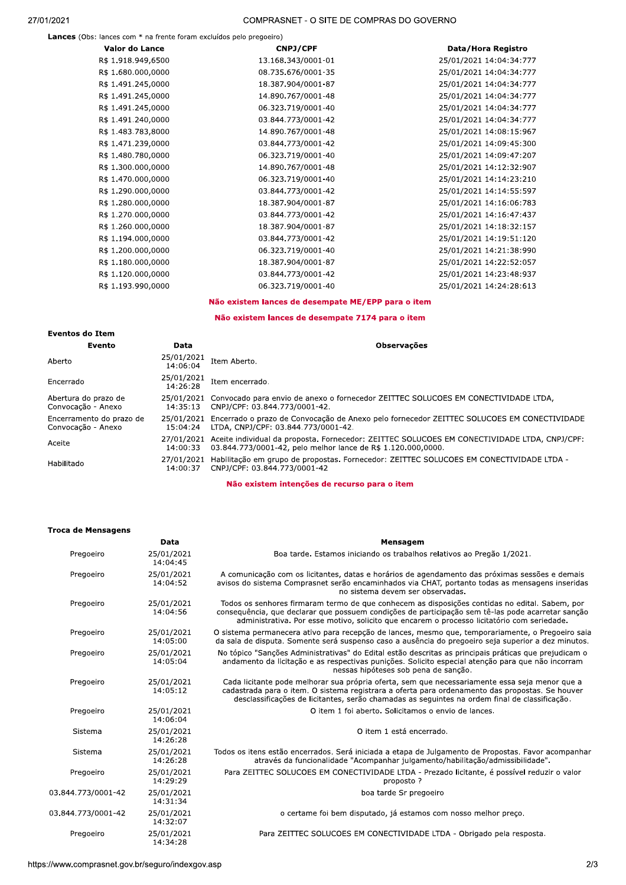**Lances** (Obs: lances com * na frente foram excluídos pelo pregoeiro)

| Valor do Lance | CNPJ/CPF | Data/Hora Registro |
|---|---|---|
| R$ 1.918.949,6500 | 13.168.343/0001-01 | 25/01/2021 14:04:34:777 |
| R$ 1.680.000,0000 | 08.735.676/0001-35 | 25/01/2021 14:04:34:777 |
| R$ 1.491.245,0000 | 18.387.904/0001-87 | 25/01/2021 14:04:34:777 |
| R$ 1.491.245,0000 | 14.890.767/0001-48 | 25/01/2021 14:04:34:777 |
| R$ 1.491.245,0000 | 06.323.719/0001-40 | 25/01/2021 14:04:34:777 |
| R$ 1.491.240,0000 | 03.844.773/0001-42 | 25/01/2021 14:04:34:777 |
| R$ 1.483.783,8000 | 14.890.767/0001-48 | 25/01/2021 14:08:15:967 |
| R$ 1.471.239,0000 | 03.844.773/0001-42 | 25/01/2021 14:09:45:300 |
| R$ 1.480.780,0000 | 06.323.719/0001-40 | 25/01/2021 14:09:47:207 |
| R$ 1.300.000,0000 | 14.890.767/0001-48 | 25/01/2021 14:12:32:907 |
| R$ 1.470.000,0000 | 06.323.719/0001-40 | 25/01/2021 14:14:23:210 |
| R$ 1.290.000,0000 | 03.844.773/0001-42 | 25/01/2021 14:14:55:597 |
| R$ 1.280.000,0000 | 18.387.904/0001-87 | 25/01/2021 14:16:06:783 |
| R$ 1.270.000,0000 | 03.844.773/0001-42 | 25/01/2021 14:16:47:437 |
| R$ 1.260.000,0000 | 18.387.904/0001-87 | 25/01/2021 14:18:32:157 |
| R$ 1.194.000,0000 | 03.844.773/0001-42 | 25/01/2021 14:19:51:120 |
| R$ 1.200.000,0000 | 06.323.719/0001-40 | 25/01/2021 14:21:38:990 |
| R$ 1.180.000,0000 | 18.387.904/0001-87 | 25/01/2021 14:22:52:057 |
| R$ 1.120.000,0000 | 03.844.773/0001-42 | 25/01/2021 14:23:48:937 |
| R$ 1.193.990,0000 | 06.323.719/0001-40 | 25/01/2021 14:24:28:613 |

**Não existem lances de desempate ME/EPP para o item**

**Não existem lances de desempate 7174 para o item**

**Eventos do Item**

| Evento | Data | Observações |
|---|---|---|
| Aberto | 25/01/2021 14:06:04 | Item Aberto. |
| Encerrado | 25/01/2021 14:26:28 | Item encerrado. |
| Abertura do prazo de Convocação - Anexo | 25/01/2021 14:35:13 | Convocado para envio de anexo o fornecedor ZEITTEC SOLUCOES EM CONECTIVIDADE LTDA, CNPJ/CPF: 03.844.773/0001-42. |
| Encerramento do prazo de Convocação - Anexo | 25/01/2021 15:04:24 | Encerrado o prazo de Convocação de Anexo pelo fornecedor ZEITTEC SOLUCOES EM CONECTIVIDADE LTDA, CNPJ/CPF: 03.844.773/0001-42. |
| Aceite | 27/01/2021 14:00:33 | Aceite individual da proposta. Fornecedor: ZEITTEC SOLUCOES EM CONECTIVIDADE LTDA, CNPJ/CPF: 03.844.773/0001-42, pelo melhor lance de R$ 1.120.000,0000. |
| Habilitado | 27/01/2021 14:00:37 | Habilitação em grupo de propostas. Fornecedor: ZEITTEC SOLUCOES EM CONECTIVIDADE LTDA - CNPJ/CPF: 03.844.773/0001-42 |

**Não existem intenções de recurso para o item**

**Troca de Mensagens**

| | Data | Mensagem |
|---|---|---|
| Pregoeiro | 25/01/2021 14:04:45 | Boa tarde. Estamos iniciando os trabalhos relativos ao Pregão 1/2021. |
| Pregoeiro | 25/01/2021 14:04:52 | A comunicação com os licitantes, datas e horários de agendamento das próximas sessões e demais avisos do sistema Comprasnet serão encaminhados via CHAT, portanto todas as mensagens inseridas no sistema devem ser observadas. |
| Pregoeiro | 25/01/2021 14:04:56 | Todos os senhores firmaram termo de que conhecem as disposições contidas no edital. Sabem, por consequência, que declarar que possuem condições de participação sem tê-las pode acarretar sanção administrativa. Por esse motivo, solicito que encarem o processo licitatório com seriedade. |
| Pregoeiro | 25/01/2021 14:05:00 | O sistema permanecera ativo para recepção de lances, mesmo que, temporariamente, o Pregoeiro saia da sala de disputa. Somente será suspenso caso a ausência do pregoeiro seja superior a dez minutos. |
| Pregoeiro | 25/01/2021 14:05:04 | No tópico "Sanções Administrativas" do Edital estão descritas as principais práticas que prejudicam o andamento da licitação e as respectivas punições. Solicito especial atenção para que não incorram nessas hipóteses sob pena de sanção. |
| Pregoeiro | 25/01/2021 14:05:12 | Cada licitante pode melhorar sua própria oferta, sem que necessariamente essa seja menor que a cadastrada para o item. O sistema registrara a oferta para ordenamento das propostas. Se houver desclassificações de licitantes, serão chamadas as seguintes na ordem final de classificação. |
| Pregoeiro | 25/01/2021 14:06:04 | O item 1 foi aberto. Solicitamos o envio de lances. |
| Sistema | 25/01/2021 14:26:28 | O item 1 está encerrado. |
| Sistema | 25/01/2021 14:26:28 | Todos os itens estão encerrados. Será iniciada a etapa de Julgamento de Propostas. Favor acompanhar através da funcionalidade "Acompanhar julgamento/habilitação/admissibilidade". |
| Pregoeiro | 25/01/2021 14:29:29 | Para ZEITTEC SOLUCOES EM CONECTIVIDADE LTDA - Prezado licitante, é possível reduzir o valor proposto ? |
| 03.844.773/0001-42 | 25/01/2021 14:31:34 | boa tarde Sr pregoeiro |
| 03.844.773/0001-42 | 25/01/2021 14:32:07 | o certame foi bem disputado, já estamos com nosso melhor preço. |
| Pregoeiro | 25/01/2021 14:34:28 | Para ZEITTEC SOLUCOES EM CONECTIVIDADE LTDA - Obrigado pela resposta. |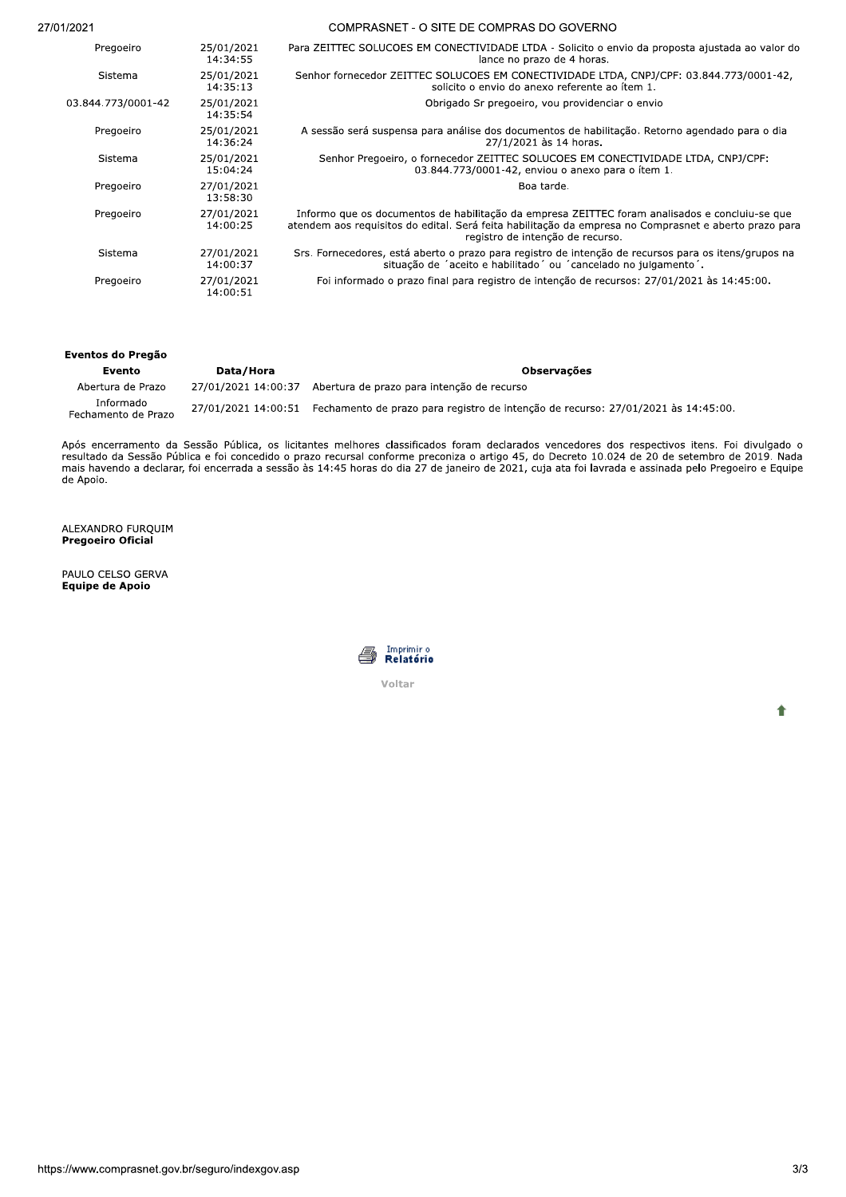| | | |
|---|---|---|
| Pregoeiro | 25/01/2021 14:34:55 | Para ZEITTEC SOLUCOES EM CONECTIVIDADE LTDA - Solicito o envio da proposta ajustada ao valor do lance no prazo de 4 horas. |
| Sistema | 25/01/2021 14:35:13 | Senhor fornecedor ZEITTEC SOLUCOES EM CONECTIVIDADE LTDA, CNPJ/CPF: 03.844.773/0001-42, solicito o envio do anexo referente ao ítem 1. |
| 03.844.773/0001-42 | 25/01/2021 14:35:54 | Obrigado Sr pregoeiro, vou providenciar o envio |
| Pregoeiro | 25/01/2021 14:36:24 | A sessão será suspensa para análise dos documentos de habilitação. Retorno agendado para o dia 27/1/2021 às 14 horas. |
| Sistema | 25/01/2021 15:04:24 | Senhor Pregoeiro, o fornecedor ZEITTEC SOLUCOES EM CONECTIVIDADE LTDA, CNPJ/CPF: 03.844.773/0001-42, enviou o anexo para o ítem 1. |
| Pregoeiro | 27/01/2021 13:58:30 | Boa tarde. |
| Pregoeiro | 27/01/2021 14:00:25 | Informo que os documentos de habilitação da empresa ZEITTEC foram analisados e concluiu-se que atendem aos requisitos do edital. Será feita habilitação da empresa no Comprasnet e aberto prazo para registro de intenção de recurso. |
| Sistema | 27/01/2021 14:00:37 | Srs. Fornecedores, está aberto o prazo para registro de intenção de recursos para os itens/grupos na situação de ´aceito e habilitado´ ou ´cancelado no julgamento´. |
| Pregoeiro | 27/01/2021 14:00:51 | Foi informado o prazo final para registro de intenção de recursos: 27/01/2021 às 14:45:00. |

**Eventos do Pregão**

| Evento | Data/Hora | Observações |
|---|---|---|
| Abertura de Prazo | 27/01/2021 14:00:37 | Abertura de prazo para intenção de recurso |
| Informado Fechamento de Prazo | 27/01/2021 14:00:51 | Fechamento de prazo para registro de intenção de recurso: 27/01/2021 às 14:45:00. |

Após encerramento da Sessão Pública, os licitantes melhores classificados foram declarados vencedores dos respectivos itens. Foi divulgado o resultado da Sessão Pública e foi concedido o prazo recursal conforme preconiza o artigo 45, do Decreto 10.024 de 20 de setembro de 2019. Nada mais havendo a declarar, foi encerrada a sessão às 14:45 horas do dia 27 de janeiro de 2021, cuja ata foi lavrada e assinada pelo Pregoeiro e Equipe de Apoio.

ALEXANDRO FURQUIM
**Pregoeiro Oficial**

PAULO CELSO GERVA
**Equipe de Apoio**

Imprimir o **Relatório**

Voltar